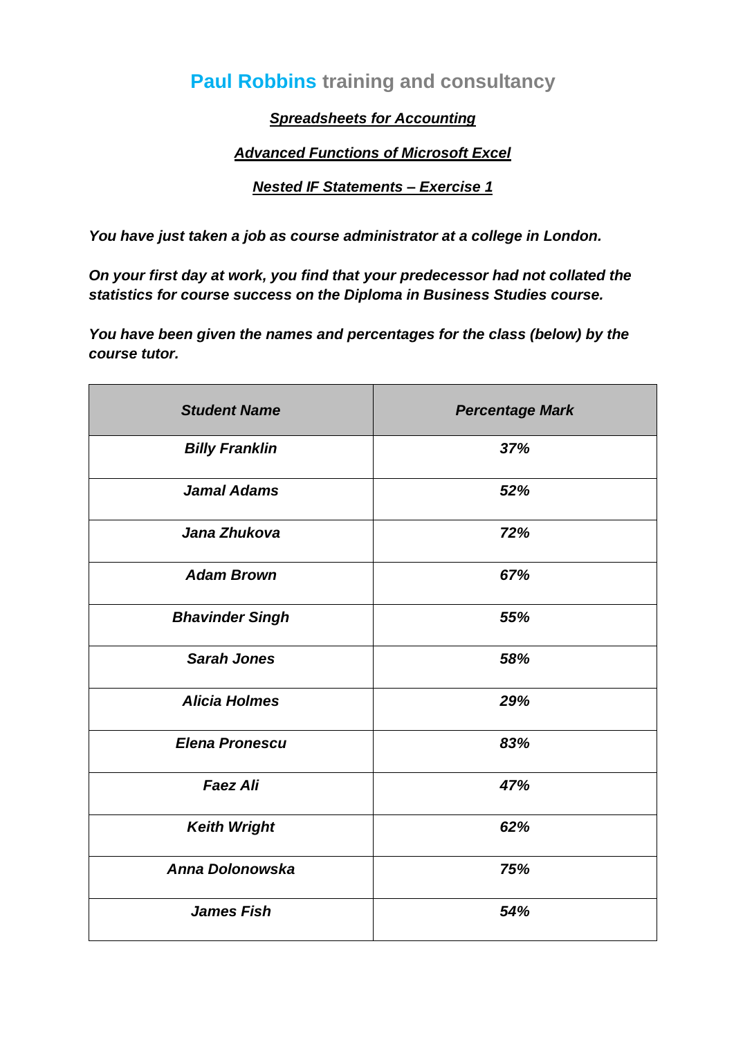# **Paul Robbins** training and consultancy

***<u>Spreadsheets for Accounting</u>***

***<u>Advanced Functions of Microsoft Excel</u>***

***<u>Nested IF Statements – Exercise 1</u>***

***You have just taken a job as course administrator at a college in London.***

***On your first day at work, you find that your predecessor had not collated the statistics for course success on the Diploma in Business Studies course.***

***You have been given the names and percentages for the class (below) by the course tutor.***

| *Student Name* | *Percentage Mark* |
|---|---|
| *Billy Franklin* | *37%* |
| *Jamal Adams* | *52%* |
| *Jana Zhukova* | *72%* |
| *Adam Brown* | *67%* |
| *Bhavinder Singh* | *55%* |
| *Sarah Jones* | *58%* |
| *Alicia Holmes* | *29%* |
| *Elena Pronescu* | *83%* |
| *Faez Ali* | *47%* |
| *Keith Wright* | *62%* |
| *Anna Dolonowska* | *75%* |
| *James Fish* | *54%* |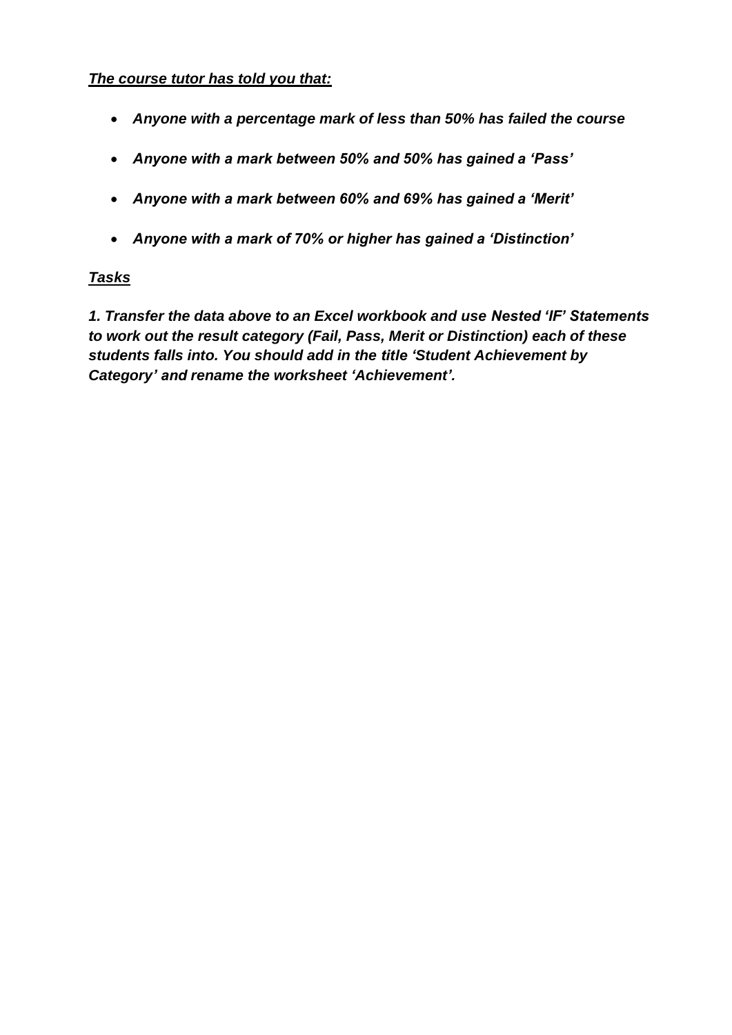***The course tutor has told you that:***

- ***Anyone with a percentage mark of less than 50% has failed the course***
- ***Anyone with a mark between 50% and 50% has gained a 'Pass'***
- ***Anyone with a mark between 60% and 69% has gained a 'Merit'***
- ***Anyone with a mark of 70% or higher has gained a 'Distinction'***

***Tasks***

***1. Transfer the data above to an Excel workbook and use Nested 'IF' Statements to work out the result category (Fail, Pass, Merit or Distinction) each of these students falls into. You should add in the title 'Student Achievement by Category' and rename the worksheet 'Achievement'.***